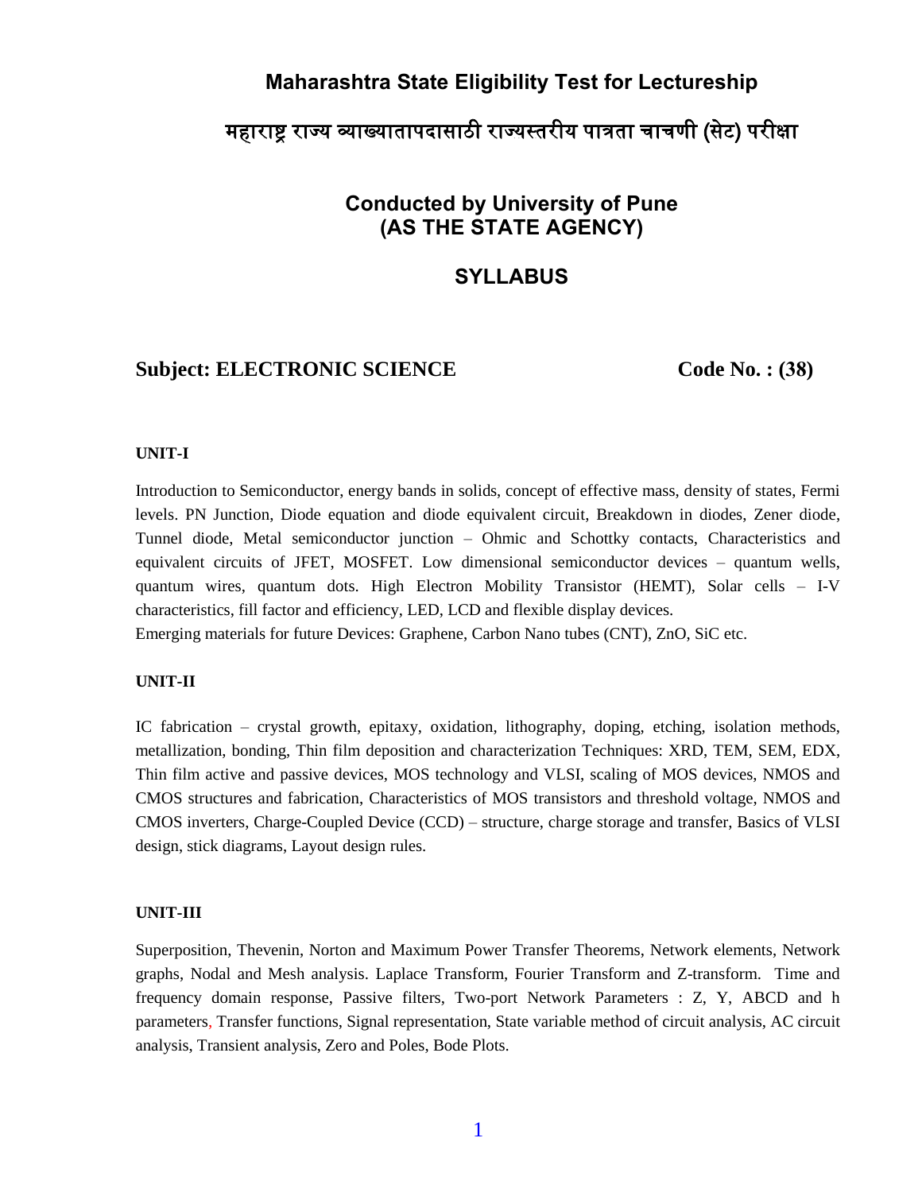# Maharashtra State Eligibility Test for Lectureship

## महाराष्ट्र राज्य व्याख्यातापदासाठी राज्यस्तरीय पात्रता चाचणी (सेट) परीक्षा

## Conducted by University of Pune
## (AS THE STATE AGENCY)

## SYLLABUS

### Subject: ELECTRONIC SCIENCE    Code No. : (38)

**UNIT-I**

Introduction to Semiconductor, energy bands in solids, concept of effective mass, density of states, Fermi levels. PN Junction, Diode equation and diode equivalent circuit, Breakdown in diodes, Zener diode, Tunnel diode, Metal semiconductor junction – Ohmic and Schottky contacts, Characteristics and equivalent circuits of JFET, MOSFET. Low dimensional semiconductor devices – quantum wells, quantum wires, quantum dots. High Electron Mobility Transistor (HEMT), Solar cells – I-V characteristics, fill factor and efficiency, LED, LCD and flexible display devices.
Emerging materials for future Devices: Graphene, Carbon Nano tubes (CNT), ZnO, SiC etc.

**UNIT-II**

IC fabrication – crystal growth, epitaxy, oxidation, lithography, doping, etching, isolation methods, metallization, bonding, Thin film deposition and characterization Techniques: XRD, TEM, SEM, EDX, Thin film active and passive devices, MOS technology and VLSI, scaling of MOS devices, NMOS and CMOS structures and fabrication, Characteristics of MOS transistors and threshold voltage, NMOS and CMOS inverters, Charge-Coupled Device (CCD) – structure, charge storage and transfer, Basics of VLSI design, stick diagrams, Layout design rules.

**UNIT-III**

Superposition, Thevenin, Norton and Maximum Power Transfer Theorems, Network elements, Network graphs, Nodal and Mesh analysis. Laplace Transform, Fourier Transform and Z-transform. Time and frequency domain response, Passive filters, Two-port Network Parameters : Z, Y, ABCD and h parameters, Transfer functions, Signal representation, State variable method of circuit analysis, AC circuit analysis, Transient analysis, Zero and Poles, Bode Plots.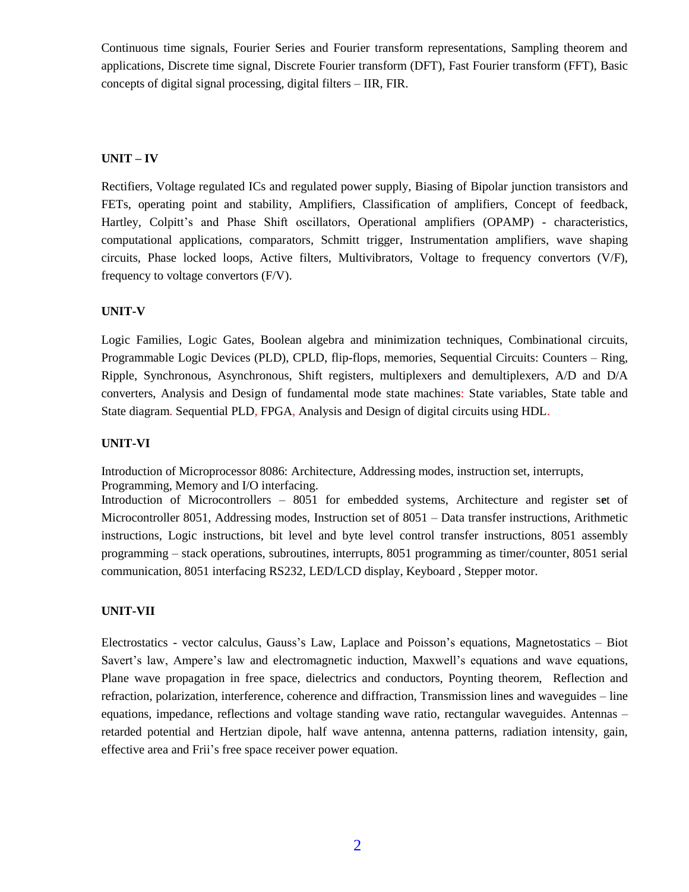Continuous time signals, Fourier Series and Fourier transform representations, Sampling theorem and applications, Discrete time signal, Discrete Fourier transform (DFT), Fast Fourier transform (FFT), Basic concepts of digital signal processing, digital filters – IIR, FIR.

**UNIT – IV**

Rectifiers, Voltage regulated ICs and regulated power supply, Biasing of Bipolar junction transistors and FETs, operating point and stability, Amplifiers, Classification of amplifiers, Concept of feedback, Hartley, Colpitt's and Phase Shift oscillators, Operational amplifiers (OPAMP) - characteristics, computational applications, comparators, Schmitt trigger, Instrumentation amplifiers, wave shaping circuits, Phase locked loops, Active filters, Multivibrators, Voltage to frequency convertors (V/F), frequency to voltage convertors (F/V).

**UNIT-V**

Logic Families, Logic Gates, Boolean algebra and minimization techniques, Combinational circuits, Programmable Logic Devices (PLD), CPLD, flip-flops, memories, Sequential Circuits: Counters – Ring, Ripple, Synchronous, Asynchronous, Shift registers, multiplexers and demultiplexers, A/D and D/A converters, Analysis and Design of fundamental mode state machines: State variables, State table and State diagram. Sequential PLD, FPGA, Analysis and Design of digital circuits using HDL.

**UNIT-VI**

Introduction of Microprocessor 8086: Architecture, Addressing modes, instruction set, interrupts, Programming, Memory and I/O interfacing.
Introduction of Microcontrollers – 8051 for embedded systems, Architecture and register set of Microcontroller 8051, Addressing modes, Instruction set of 8051 – Data transfer instructions, Arithmetic instructions, Logic instructions, bit level and byte level control transfer instructions, 8051 assembly programming – stack operations, subroutines, interrupts, 8051 programming as timer/counter, 8051 serial communication, 8051 interfacing RS232, LED/LCD display, Keyboard , Stepper motor.

**UNIT-VII**

Electrostatics - vector calculus, Gauss's Law, Laplace and Poisson's equations, Magnetostatics – Biot Savert's law, Ampere's law and electromagnetic induction, Maxwell's equations and wave equations, Plane wave propagation in free space, dielectrics and conductors, Poynting theorem, Reflection and refraction, polarization, interference, coherence and diffraction, Transmission lines and waveguides – line equations, impedance, reflections and voltage standing wave ratio, rectangular waveguides. Antennas – retarded potential and Hertzian dipole, half wave antenna, antenna patterns, radiation intensity, gain, effective area and Frii's free space receiver power equation.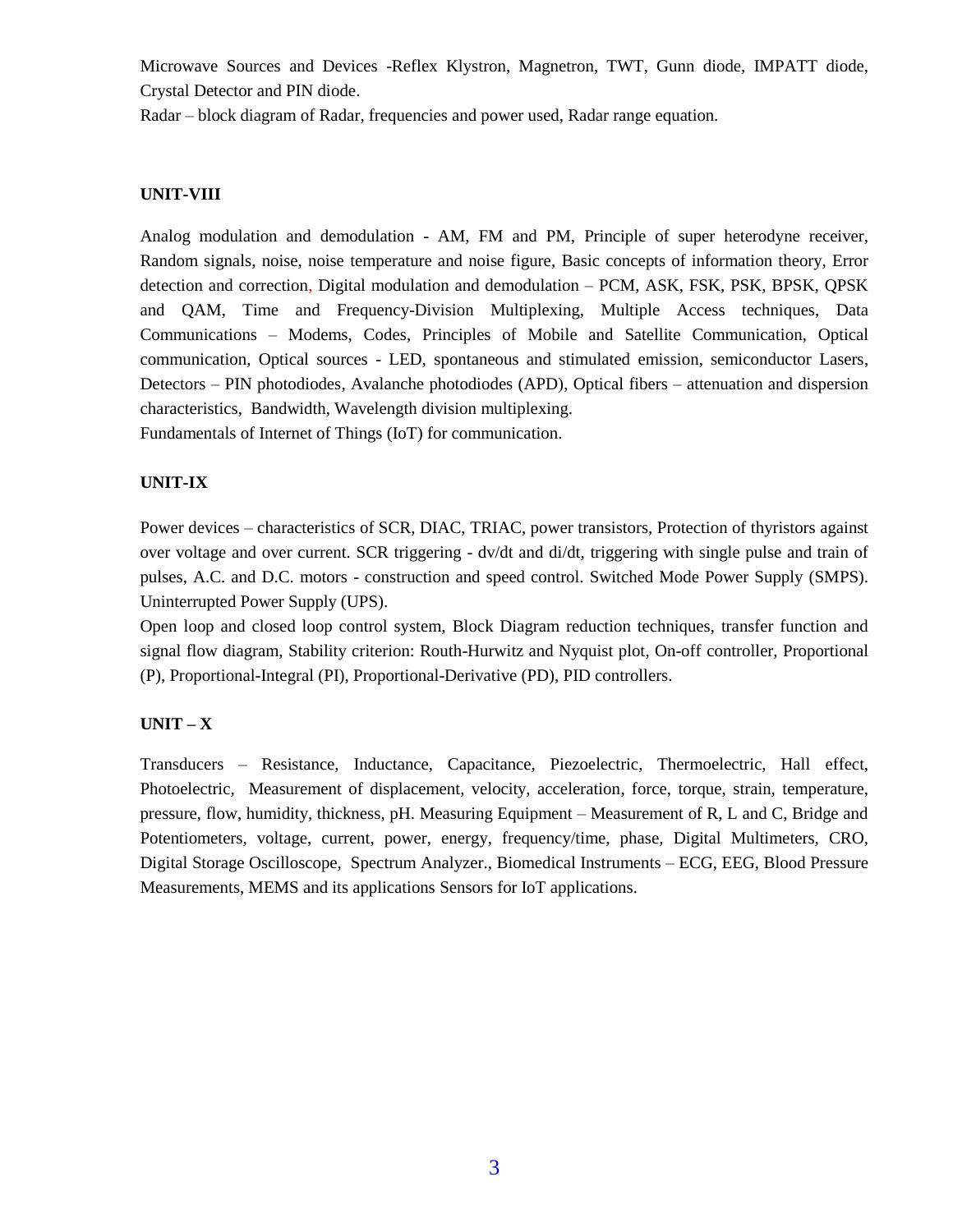Microwave Sources and Devices -Reflex Klystron, Magnetron, TWT, Gunn diode, IMPATT diode, Crystal Detector and PIN diode.

Radar – block diagram of Radar, frequencies and power used, Radar range equation.

**UNIT-VIII**

Analog modulation and demodulation - AM, FM and PM, Principle of super heterodyne receiver, Random signals, noise, noise temperature and noise figure, Basic concepts of information theory, Error detection and correction, Digital modulation and demodulation – PCM, ASK, FSK, PSK, BPSK, QPSK and QAM, Time and Frequency-Division Multiplexing, Multiple Access techniques, Data Communications – Modems, Codes, Principles of Mobile and Satellite Communication, Optical communication, Optical sources - LED, spontaneous and stimulated emission, semiconductor Lasers, Detectors – PIN photodiodes, Avalanche photodiodes (APD), Optical fibers – attenuation and dispersion characteristics, Bandwidth, Wavelength division multiplexing.

Fundamentals of Internet of Things (IoT) for communication.

**UNIT-IX**

Power devices – characteristics of SCR, DIAC, TRIAC, power transistors, Protection of thyristors against over voltage and over current. SCR triggering - dv/dt and di/dt, triggering with single pulse and train of pulses, A.C. and D.C. motors - construction and speed control. Switched Mode Power Supply (SMPS). Uninterrupted Power Supply (UPS).

Open loop and closed loop control system, Block Diagram reduction techniques, transfer function and signal flow diagram, Stability criterion: Routh-Hurwitz and Nyquist plot, On-off controller, Proportional (P), Proportional-Integral (PI), Proportional-Derivative (PD), PID controllers.

**UNIT – X**

Transducers – Resistance, Inductance, Capacitance, Piezoelectric, Thermoelectric, Hall effect, Photoelectric, Measurement of displacement, velocity, acceleration, force, torque, strain, temperature, pressure, flow, humidity, thickness, pH. Measuring Equipment – Measurement of R, L and C, Bridge and Potentiometers, voltage, current, power, energy, frequency/time, phase, Digital Multimeters, CRO, Digital Storage Oscilloscope, Spectrum Analyzer., Biomedical Instruments – ECG, EEG, Blood Pressure Measurements, MEMS and its applications Sensors for IoT applications.